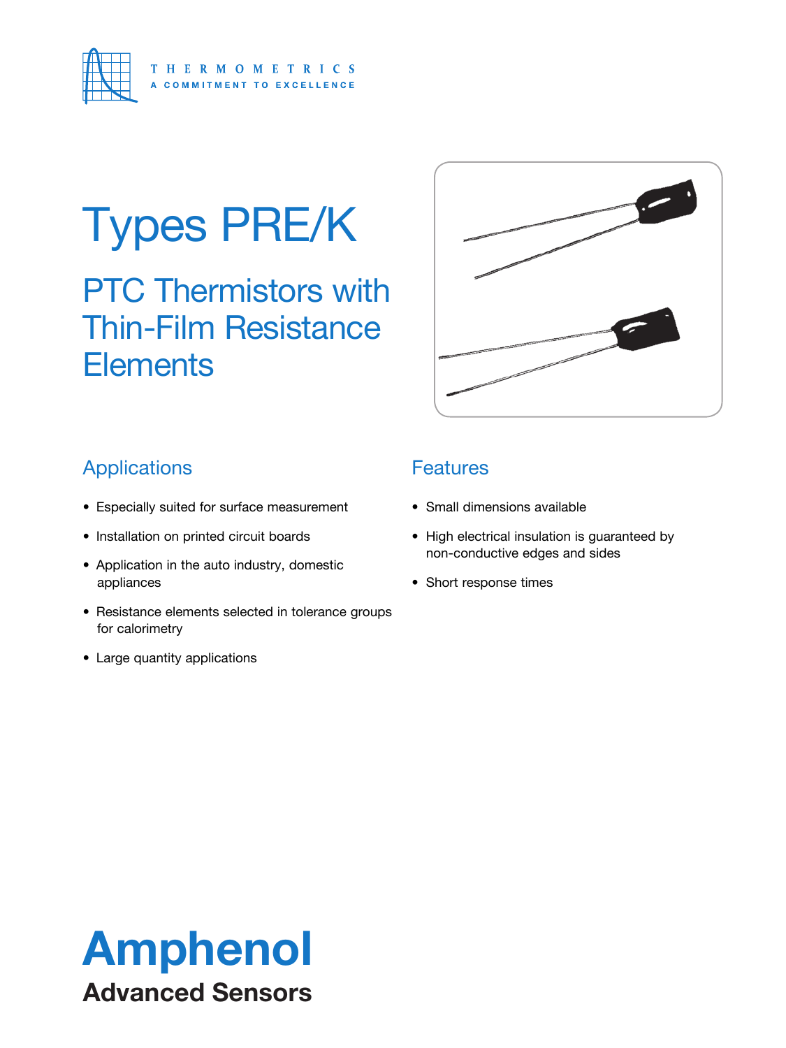THERMOMETRICS
A COMMITMENT TO EXCELLENCE

# Types PRE/K

## PTC Thermistors with Thin-Film Resistance Elements

### Applications

- Especially suited for surface measurement
- Installation on printed circuit boards
- Application in the auto industry, domestic appliances
- Resistance elements selected in tolerance groups for calorimetry
- Large quantity applications

### Features

- Small dimensions available
- High electrical insulation is guaranteed by non-conductive edges and sides
- Short response times

**Amphenol**
**Advanced Sensors**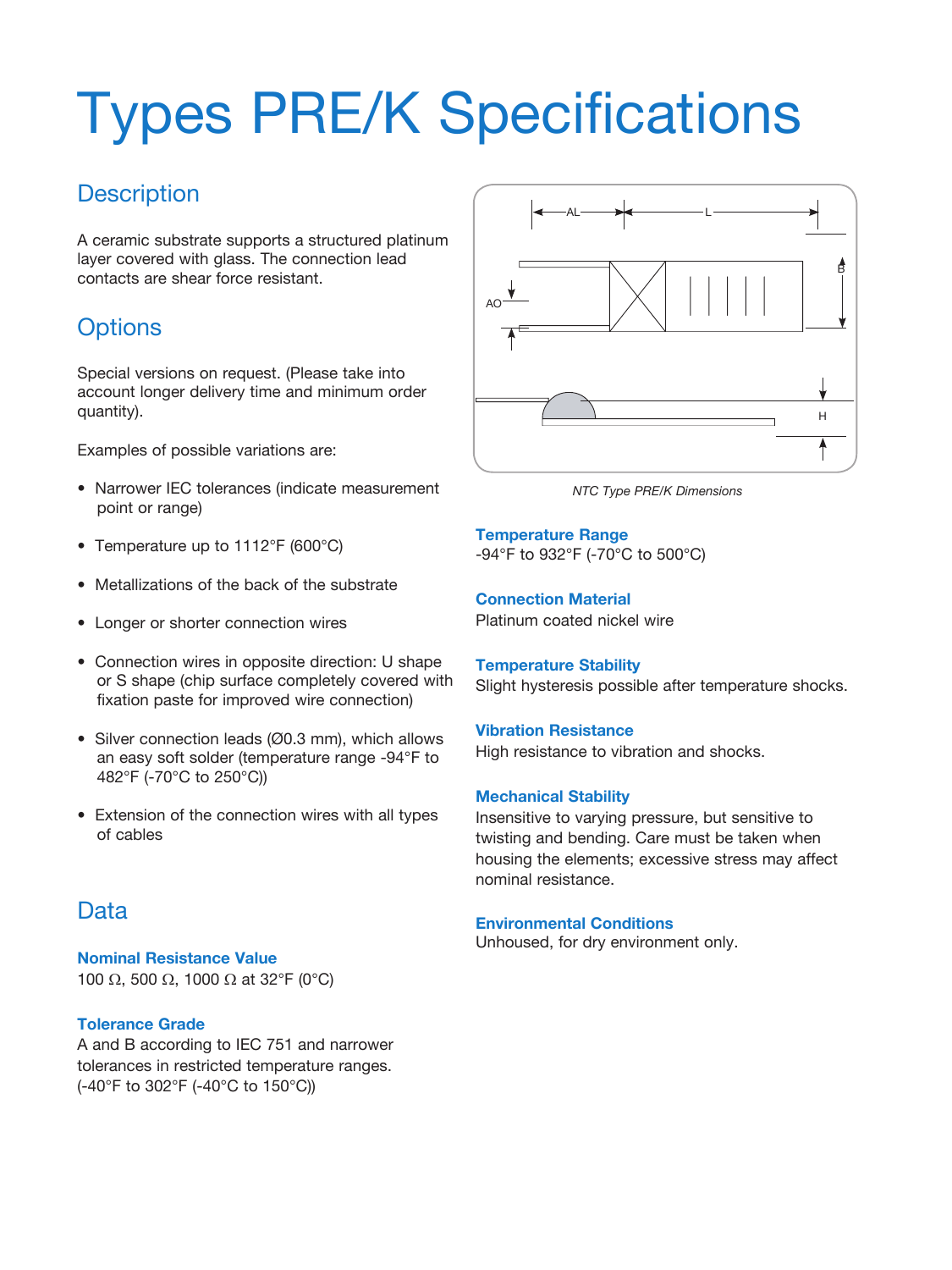# Types PRE/K Specifications

## Description

A ceramic substrate supports a structured platinum layer covered with glass. The connection lead contacts are shear force resistant.

## Options

Special versions on request. (Please take into account longer delivery time and minimum order quantity).

Examples of possible variations are:

- Narrower IEC tolerances (indicate measurement point or range)
- Temperature up to 1112°F (600°C)
- Metallizations of the back of the substrate
- Longer or shorter connection wires
- Connection wires in opposite direction: U shape or S shape (chip surface completely covered with fixation paste for improved wire connection)
- Silver connection leads (Ø0.3 mm), which allows an easy soft solder (temperature range -94°F to 482°F (-70°C to 250°C))
- Extension of the connection wires with all types of cables

## Data

### Nominal Resistance Value

100 Ω, 500 Ω, 1000 Ω at 32°F (0°C)

### Tolerance Grade

A and B according to IEC 751 and narrower tolerances in restricted temperature ranges. (-40°F to 302°F (-40°C to 150°C))

*NTC Type PRE/K Dimensions*

### Temperature Range

-94°F to 932°F (-70°C to 500°C)

### Connection Material

Platinum coated nickel wire

### Temperature Stability

Slight hysteresis possible after temperature shocks.

### Vibration Resistance

High resistance to vibration and shocks.

### Mechanical Stability

Insensitive to varying pressure, but sensitive to twisting and bending. Care must be taken when housing the elements; excessive stress may affect nominal resistance.

### Environmental Conditions

Unhoused, for dry environment only.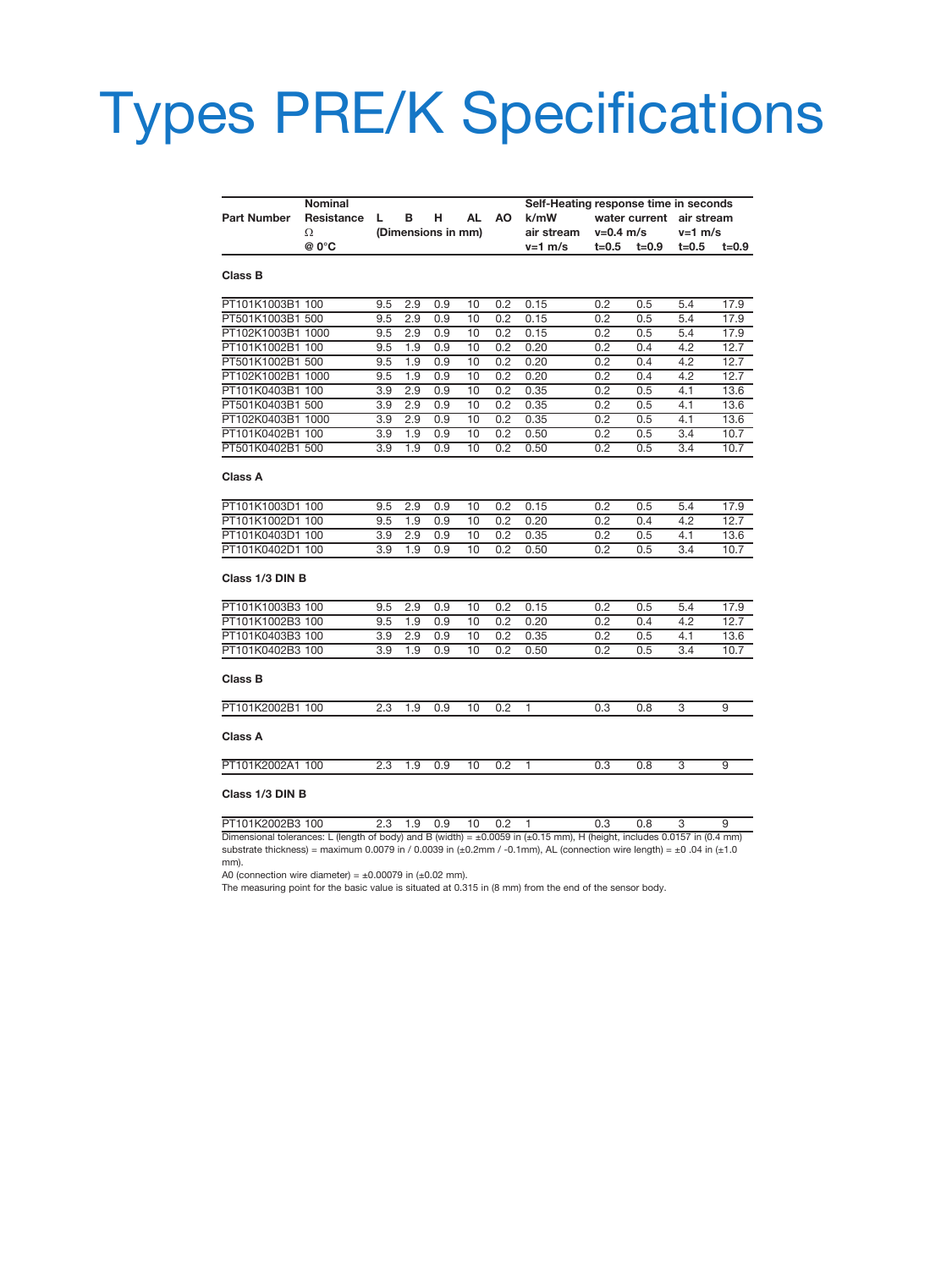# Types PRE/K Specifications

| Part Number | Nominal Resistance Ω @ 0°C | L | B | H | AL | AO | Self-Heating k/mW air stream v=1 m/s | response time in seconds water current v=0.4 m/s t=0.5 | t=0.9 | air stream v=1 m/s t=0.5 | t=0.9 |
|---|---|---|---|---|---|---|---|---|---|---|---|
| | | (Dimensions in mm) | | | | | | | | | |
| **Class B** | | | | | | | | | | | |
| PT101K1003B1 | 100 | 9.5 | 2.9 | 0.9 | 10 | 0.2 | 0.15 | 0.2 | 0.5 | 5.4 | 17.9 |
| PT501K1003B1 | 500 | 9.5 | 2.9 | 0.9 | 10 | 0.2 | 0.15 | 0.2 | 0.5 | 5.4 | 17.9 |
| PT102K1003B1 | 1000 | 9.5 | 2.9 | 0.9 | 10 | 0.2 | 0.15 | 0.2 | 0.5 | 5.4 | 17.9 |
| PT101K1002B1 | 100 | 9.5 | 1.9 | 0.9 | 10 | 0.2 | 0.20 | 0.2 | 0.4 | 4.2 | 12.7 |
| PT501K1002B1 | 500 | 9.5 | 1.9 | 0.9 | 10 | 0.2 | 0.20 | 0.2 | 0.4 | 4.2 | 12.7 |
| PT102K1002B1 | 1000 | 9.5 | 1.9 | 0.9 | 10 | 0.2 | 0.20 | 0.2 | 0.4 | 4.2 | 12.7 |
| PT101K0403B1 | 100 | 3.9 | 2.9 | 0.9 | 10 | 0.2 | 0.35 | 0.2 | 0.5 | 4.1 | 13.6 |
| PT501K0403B1 | 500 | 3.9 | 2.9 | 0.9 | 10 | 0.2 | 0.35 | 0.2 | 0.5 | 4.1 | 13.6 |
| PT102K0403B1 | 1000 | 3.9 | 2.9 | 0.9 | 10 | 0.2 | 0.35 | 0.2 | 0.5 | 4.1 | 13.6 |
| PT101K0402B1 | 100 | 3.9 | 1.9 | 0.9 | 10 | 0.2 | 0.50 | 0.2 | 0.5 | 3.4 | 10.7 |
| PT501K0402B1 | 500 | 3.9 | 1.9 | 0.9 | 10 | 0.2 | 0.50 | 0.2 | 0.5 | 3.4 | 10.7 |
| **Class A** | | | | | | | | | | | |
| PT101K1003D1 | 100 | 9.5 | 2.9 | 0.9 | 10 | 0.2 | 0.15 | 0.2 | 0.5 | 5.4 | 17.9 |
| PT101K1002D1 | 100 | 9.5 | 1.9 | 0.9 | 10 | 0.2 | 0.20 | 0.2 | 0.4 | 4.2 | 12.7 |
| PT101K0403D1 | 100 | 3.9 | 2.9 | 0.9 | 10 | 0.2 | 0.35 | 0.2 | 0.5 | 4.1 | 13.6 |
| PT101K0402D1 | 100 | 3.9 | 1.9 | 0.9 | 10 | 0.2 | 0.50 | 0.2 | 0.5 | 3.4 | 10.7 |
| **Class 1/3 DIN B** | | | | | | | | | | | |
| PT101K1003B3 | 100 | 9.5 | 2.9 | 0.9 | 10 | 0.2 | 0.15 | 0.2 | 0.5 | 5.4 | 17.9 |
| PT101K1002B3 | 100 | 9.5 | 1.9 | 0.9 | 10 | 0.2 | 0.20 | 0.2 | 0.4 | 4.2 | 12.7 |
| PT101K0403B3 | 100 | 3.9 | 2.9 | 0.9 | 10 | 0.2 | 0.35 | 0.2 | 0.5 | 4.1 | 13.6 |
| PT101K0402B3 | 100 | 3.9 | 1.9 | 0.9 | 10 | 0.2 | 0.50 | 0.2 | 0.5 | 3.4 | 10.7 |
| **Class B** | | | | | | | | | | | |
| PT101K2002B1 | 100 | 2.3 | 1.9 | 0.9 | 10 | 0.2 | 1 | 0.3 | 0.8 | 3 | 9 |
| **Class A** | | | | | | | | | | | |
| PT101K2002A1 | 100 | 2.3 | 1.9 | 0.9 | 10 | 0.2 | 1 | 0.3 | 0.8 | 3 | 9 |
| **Class 1/3 DIN B** | | | | | | | | | | | |
| PT101K2002B3 | 100 | 2.3 | 1.9 | 0.9 | 10 | 0.2 | 1 | 0.3 | 0.8 | 3 | 9 |

Dimensional tolerances: L (length of body) and B (width) = ±0.0059 in (±0.15 mm), H (height, includes 0.0157 in (0.4 mm) substrate thickness) = maximum 0.0079 in / 0.0039 in (±0.2mm / -0.1mm), AL (connection wire length) = ±0 .04 in (±1.0 mm).

A0 (connection wire diameter) = ±0.00079 in (±0.02 mm).

The measuring point for the basic value is situated at 0.315 in (8 mm) from the end of the sensor body.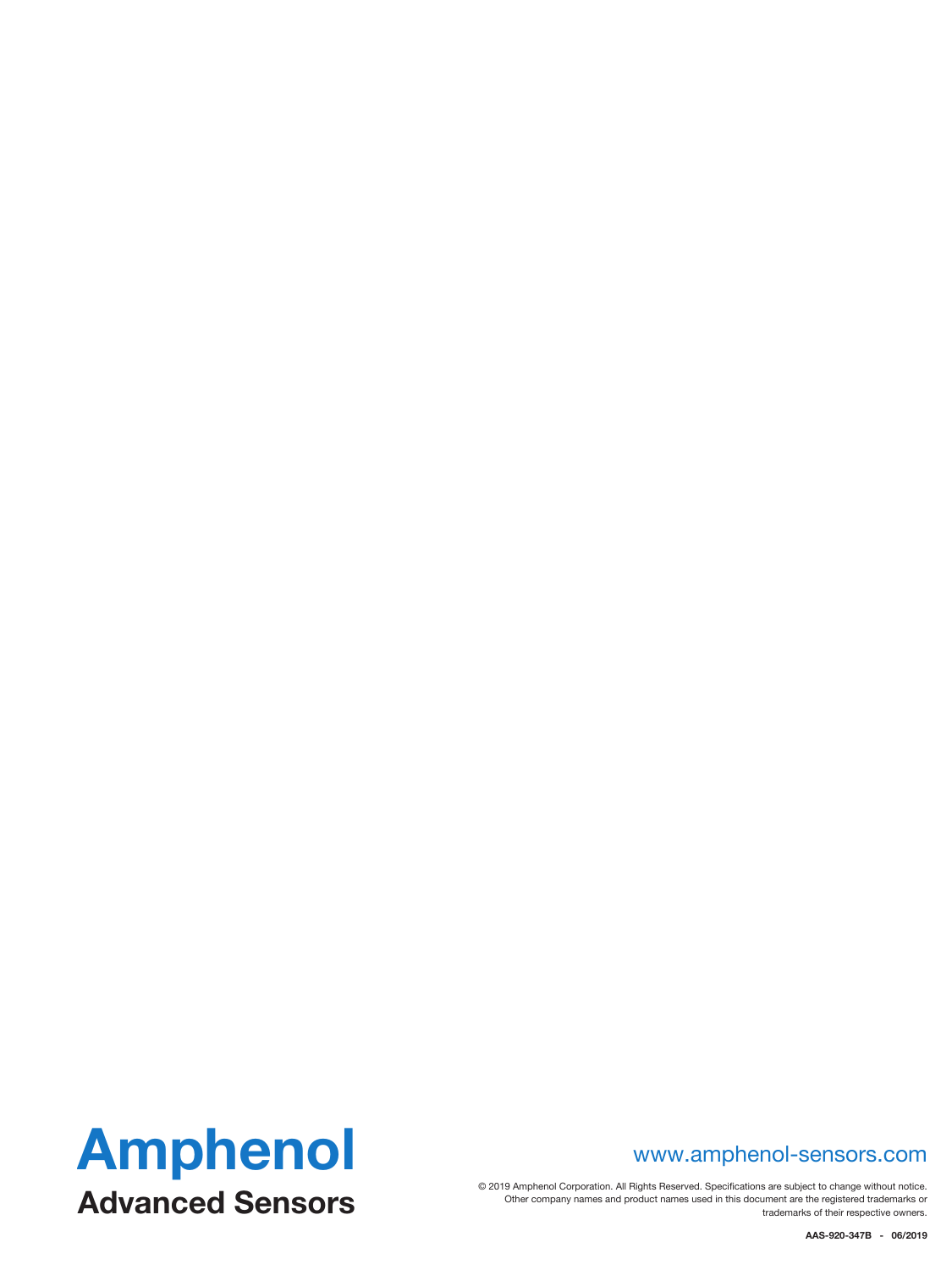**Amphenol**

**Advanced Sensors**

www.amphenol-sensors.com

© 2019 Amphenol Corporation. All Rights Reserved. Specifications are subject to change without notice. Other company names and product names used in this document are the registered trademarks or trademarks of their respective owners.

**AAS-920-347B - 06/2019**